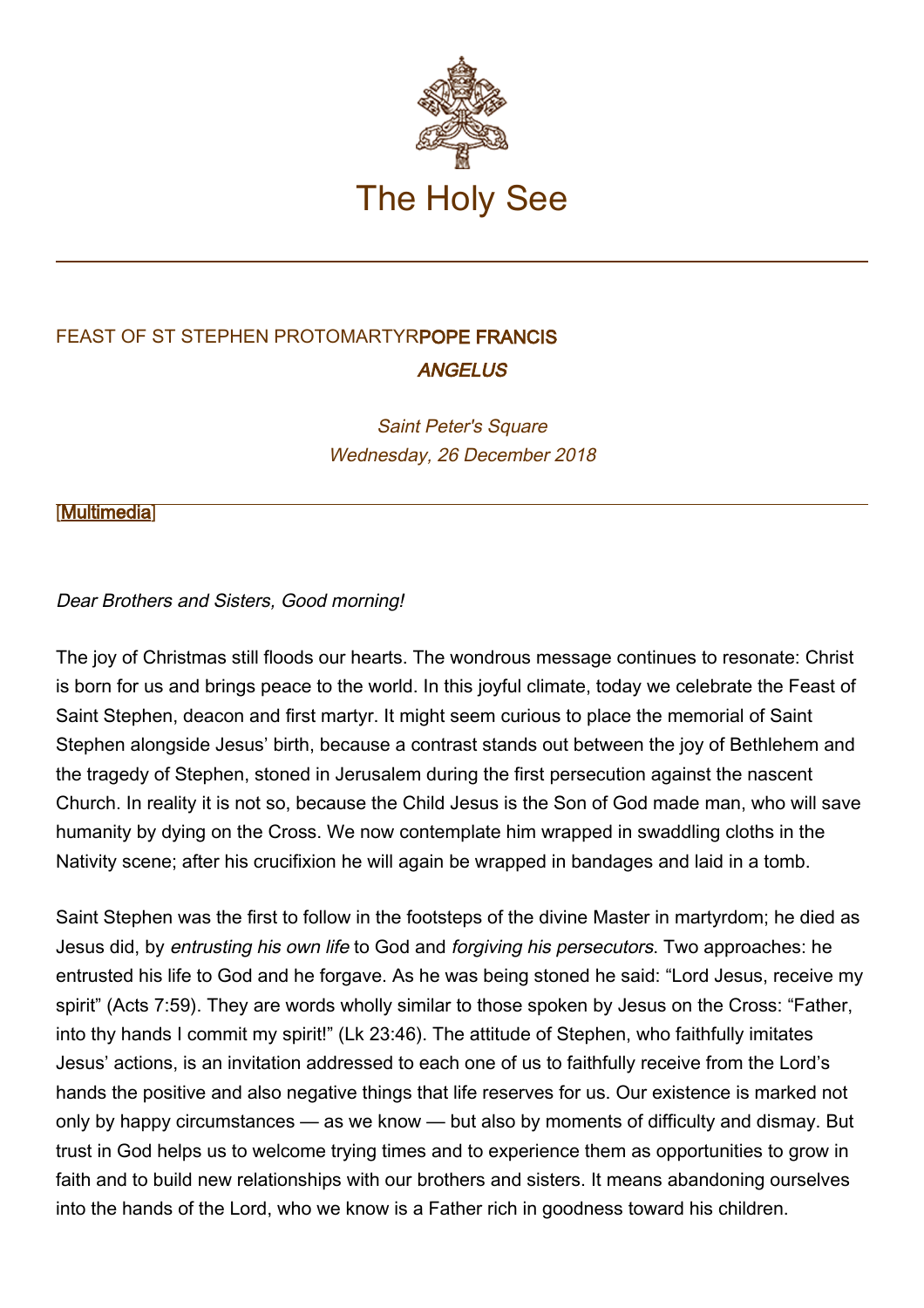# The Holy See

FEAST OF ST STEPHEN PROTOMARTYR**POPE FRANCIS**

***ANGELUS***

*Saint Peter's Square*
*Wednesday, 26 December 2018*

[Multimedia]

*Dear Brothers and Sisters, Good morning!*

The joy of Christmas still floods our hearts. The wondrous message continues to resonate: Christ is born for us and brings peace to the world. In this joyful climate, today we celebrate the Feast of Saint Stephen, deacon and first martyr. It might seem curious to place the memorial of Saint Stephen alongside Jesus' birth, because a contrast stands out between the joy of Bethlehem and the tragedy of Stephen, stoned in Jerusalem during the first persecution against the nascent Church. In reality it is not so, because the Child Jesus is the Son of God made man, who will save humanity by dying on the Cross. We now contemplate him wrapped in swaddling cloths in the Nativity scene; after his crucifixion he will again be wrapped in bandages and laid in a tomb.

Saint Stephen was the first to follow in the footsteps of the divine Master in martyrdom; he died as Jesus did, by *entrusting his own life* to God and *forgiving his persecutors*. Two approaches: he entrusted his life to God and he forgave. As he was being stoned he said: "Lord Jesus, receive my spirit" (Acts 7:59). They are words wholly similar to those spoken by Jesus on the Cross: "Father, into thy hands I commit my spirit!" (Lk 23:46). The attitude of Stephen, who faithfully imitates Jesus' actions, is an invitation addressed to each one of us to faithfully receive from the Lord's hands the positive and also negative things that life reserves for us. Our existence is marked not only by happy circumstances — as we know — but also by moments of difficulty and dismay. But trust in God helps us to welcome trying times and to experience them as opportunities to grow in faith and to build new relationships with our brothers and sisters. It means abandoning ourselves into the hands of the Lord, who we know is a Father rich in goodness toward his children.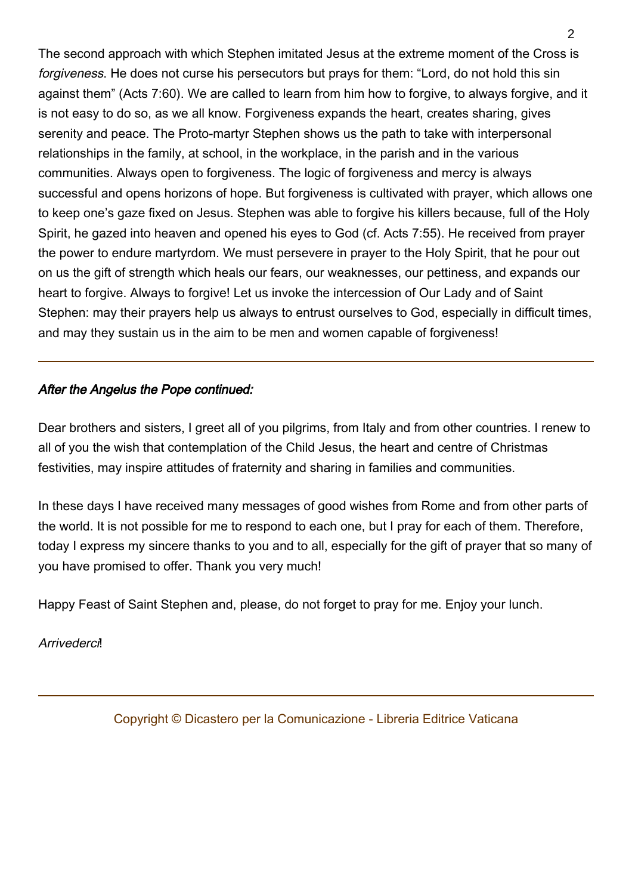The second approach with which Stephen imitated Jesus at the extreme moment of the Cross is *forgiveness*. He does not curse his persecutors but prays for them: “Lord, do not hold this sin against them” (Acts 7:60). We are called to learn from him how to forgive, to always forgive, and it is not easy to do so, as we all know. Forgiveness expands the heart, creates sharing, gives serenity and peace. The Proto-martyr Stephen shows us the path to take with interpersonal relationships in the family, at school, in the workplace, in the parish and in the various communities. Always open to forgiveness. The logic of forgiveness and mercy is always successful and opens horizons of hope. But forgiveness is cultivated with prayer, which allows one to keep one’s gaze fixed on Jesus. Stephen was able to forgive his killers because, full of the Holy Spirit, he gazed into heaven and opened his eyes to God (cf. Acts 7:55). He received from prayer the power to endure martyrdom. We must persevere in prayer to the Holy Spirit, that he pour out on us the gift of strength which heals our fears, our weaknesses, our pettiness, and expands our heart to forgive. Always to forgive! Let us invoke the intercession of Our Lady and of Saint Stephen: may their prayers help us always to entrust ourselves to God, especially in difficult times, and may they sustain us in the aim to be men and women capable of forgiveness!

---

***After the Angelus the Pope continued:***

Dear brothers and sisters, I greet all of you pilgrims, from Italy and from other countries. I renew to all of you the wish that contemplation of the Child Jesus, the heart and centre of Christmas festivities, may inspire attitudes of fraternity and sharing in families and communities.

In these days I have received many messages of good wishes from Rome and from other parts of the world. It is not possible for me to respond to each one, but I pray for each of them. Therefore, today I express my sincere thanks to you and to all, especially for the gift of prayer that so many of you have promised to offer. Thank you very much!

Happy Feast of Saint Stephen and, please, do not forget to pray for me. Enjoy your lunch.

*Arrivederci*!

---

Copyright © Dicastero per la Comunicazione - Libreria Editrice Vaticana